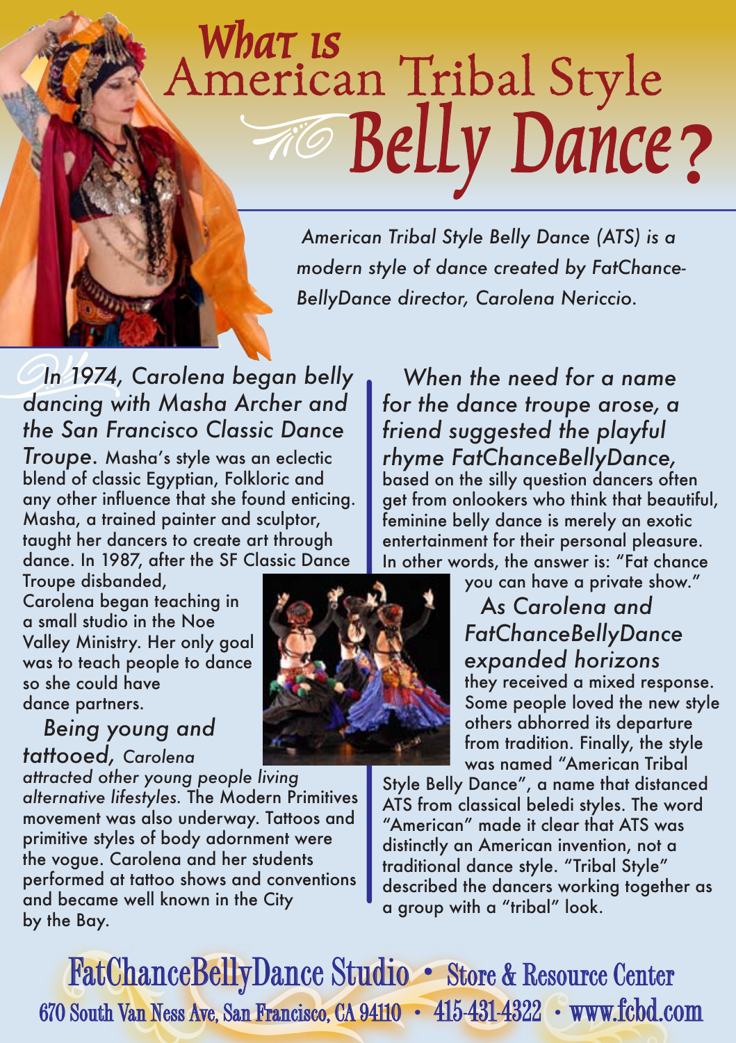# *What is* American Tribal Style Belly Dance?

*American Tribal Style Belly Dance (ATS) is a modern style of dance created by FatChance-BellyDance director, Carolena Nericcio.*

*In 1974, Carolena began belly dancing with Masha Archer and the San Francisco Classic Dance Troupe.* Masha's style was an eclectic blend of classic Egyptian, Folkloric and any other influence that she found enticing. Masha, a trained painter and sculptor, taught her dancers to create art through dance. In 1987, after the SF Classic Dance Troupe disbanded, Carolena began teaching in a small studio in the Noe Valley Ministry. Her only goal was to teach people to dance so she could have dance partners.

*Being young and tattooed, Carolena attracted other young people living alternative lifestyles.* The Modern Primitives movement was also underway. Tattoos and primitive styles of body adornment were the vogue. Carolena and her students performed at tattoo shows and conventions and became well known in the City by the Bay.

*When the need for a name for the dance troupe arose, a friend suggested the playful rhyme FatChanceBellyDance,* based on the silly question dancers often get from onlookers who think that beautiful, feminine belly dance is merely an exotic entertainment for their personal pleasure. In other words, the answer is: "Fat chance you can have a private show."

*As Carolena and FatChanceBellyDance expanded horizons* they received a mixed response. Some people loved the new style others abhorred its departure from tradition. Finally, the style was named "American Tribal Style Belly Dance", a name that distanced ATS from classical beledi styles. The word "American" made it clear that ATS was distinctly an American invention, not a traditional dance style. "Tribal Style" described the dancers working together as a group with a "tribal" look.

**FatChanceBellyDance Studio • Store & Resource Center**
**670 South Van Ness Ave, San Francisco, CA 94110 • 415-431-4322 • www.fcbd.com**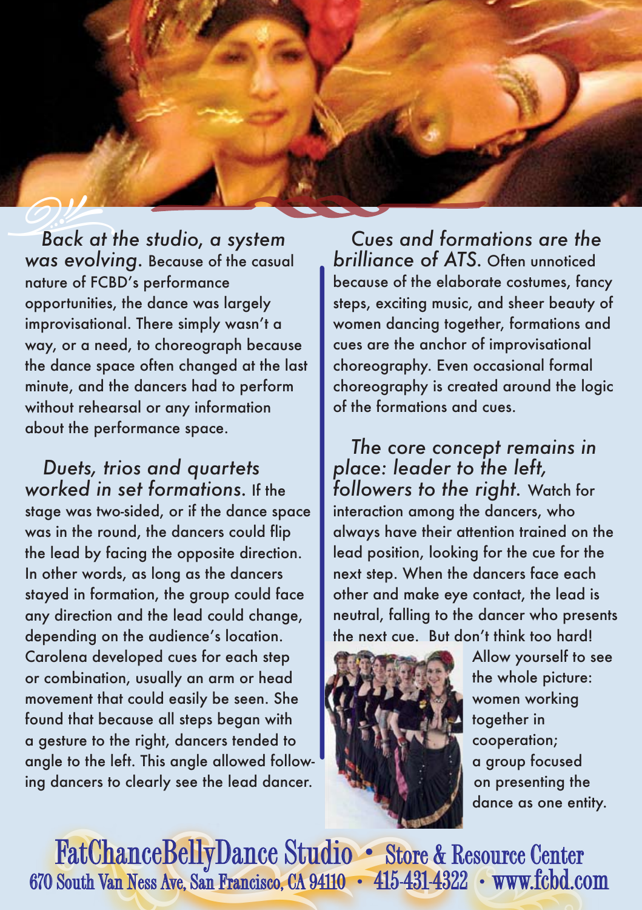*Back at the studio, a system was evolving.* Because of the casual nature of FCBD's performance opportunities, the dance was largely improvisational. There simply wasn't a way, or a need, to choreograph because the dance space often changed at the last minute, and the dancers had to perform without rehearsal or any information about the performance space.

*Duets, trios and quartets worked in set formations.* If the stage was two-sided, or if the dance space was in the round, the dancers could flip the lead by facing the opposite direction. In other words, as long as the dancers stayed in formation, the group could face any direction and the lead could change, depending on the audience's location. Carolena developed cues for each step or combination, usually an arm or head movement that could easily be seen. She found that because all steps began with a gesture to the right, dancers tended to angle to the left. This angle allowed following dancers to clearly see the lead dancer.

*Cues and formations are the brilliance of ATS.* Often unnoticed because of the elaborate costumes, fancy steps, exciting music, and sheer beauty of women dancing together, formations and cues are the anchor of improvisational choreography. Even occasional formal choreography is created around the logic of the formations and cues.

*The core concept remains in place: leader to the left, followers to the right.* Watch for interaction among the dancers, who always have their attention trained on the lead position, looking for the cue for the next step. When the dancers face each other and make eye contact, the lead is neutral, falling to the dancer who presents the next cue. But don't think too hard! Allow yourself to see the whole picture: women working together in cooperation; a group focused on presenting the dance as one entity.

**FatChanceBellyDance Studio • Store & Resource Center**
**670 South Van Ness Ave, San Francisco, CA 94110 • 415-431-4322 • www.fcbd.com**